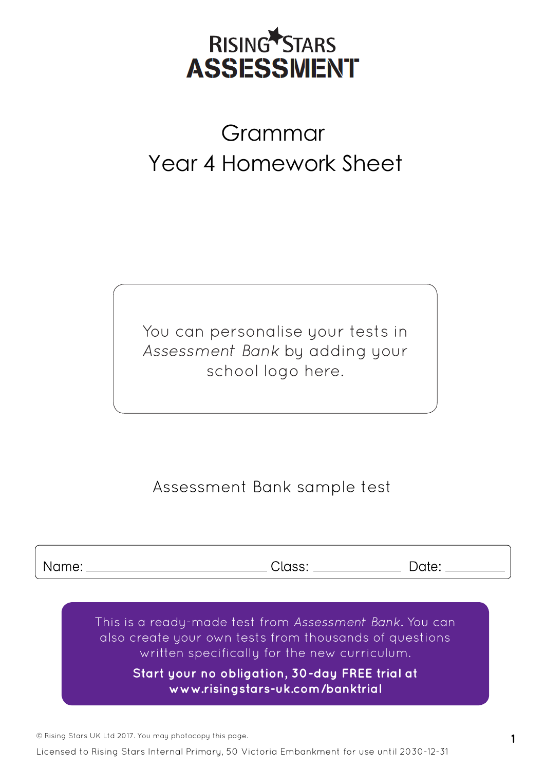RISING STARS
**ASSESSMENT**

# Grammar
# Year 4 Homework Sheet

You can personalise your tests in *Assessment Bank* by adding your school logo here.

Assessment Bank sample test

Name: ______________________ Class: __________ Date: ________

This is a ready-made test from *Assessment Bank*. You can also create your own tests from thousands of questions written specifically for the new curriculum.

**Start your no obligation, 30-day FREE trial at www.risingstars-uk.com/banktrial**

© Rising Stars UK Ltd 2017. You may photocopy this page.

Licensed to Rising Stars Internal Primary, 50 Victoria Embankment for use until 2030-12-31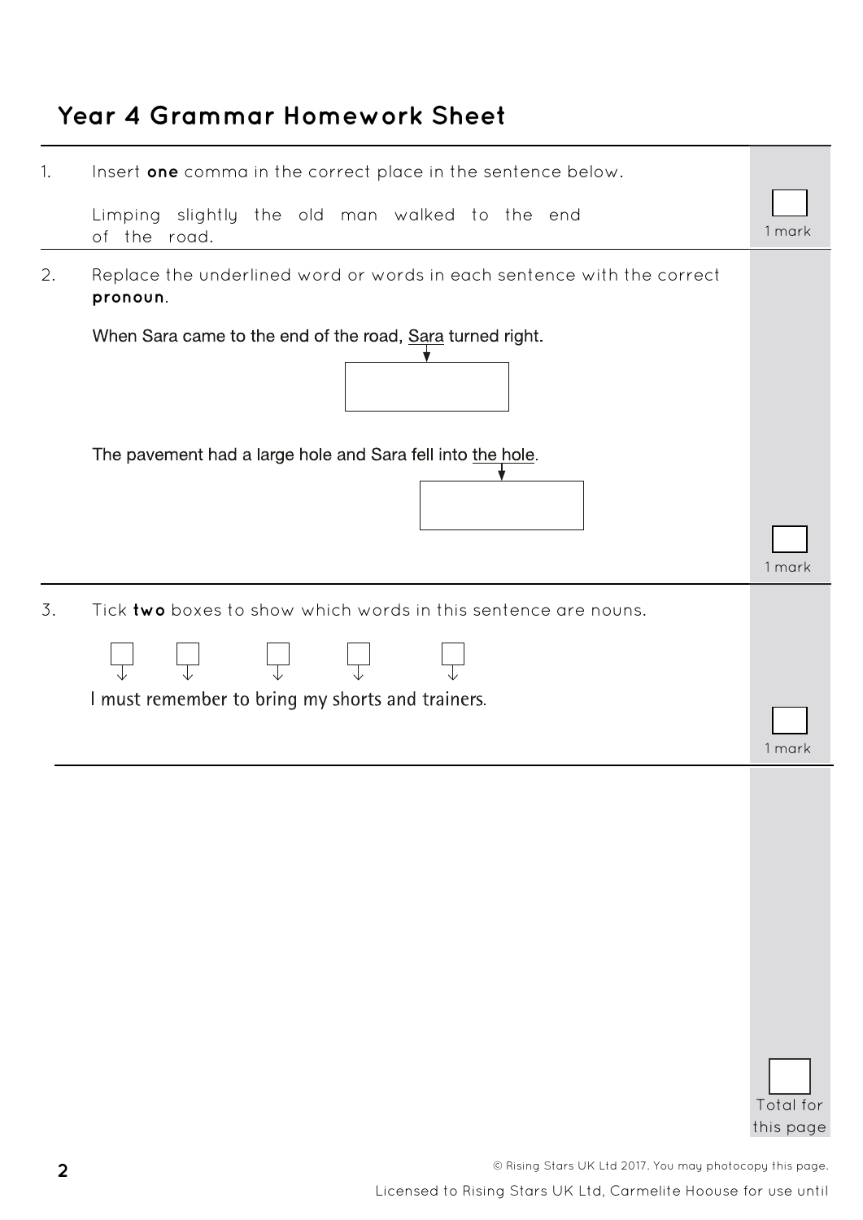# Year 4 Grammar Homework Sheet

1. Insert **one** comma in the correct place in the sentence below.

   Limping slightly the old man walked to the end of the road.

   1 mark

2. Replace the underlined word or words in each sentence with the correct **pronoun**.

   When Sara came to the end of the road, <u>Sara</u> turned right.

   The pavement had a large hole and Sara fell into <u>the hole</u>.

   1 mark

3. Tick **two** boxes to show which words in this sentence are nouns.

   I must remember to bring my shorts and trainers.

   1 mark

Total for this page

© Rising Stars UK Ltd 2017. You may photocopy this page.

Licensed to Rising Stars UK Ltd, Carmelite Hoouse for use until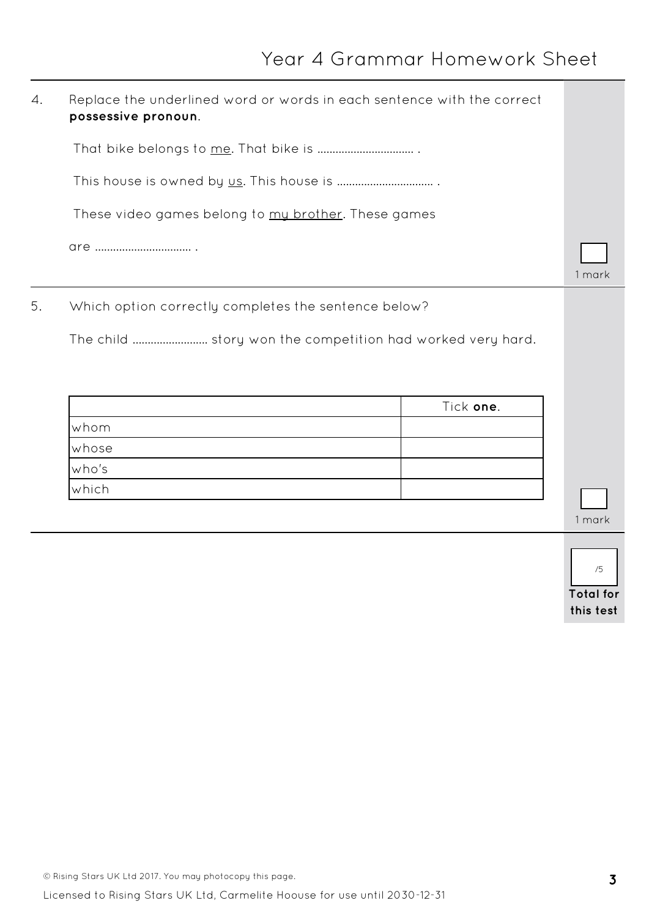4. Replace the underlined word or words in each sentence with the correct **possessive pronoun**.

   That bike belongs to <u>me</u>. That bike is ................................ .

   This house is owned by <u>us</u>. This house is ................................ .

   These video games belong to <u>my brother</u>. These games are ................................ .

1 mark

5. Which option correctly completes the sentence below?

   The child ......................... story won the competition had worked very hard.

|  | Tick **one**. |
|---|---|
| whom |  |
| whose |  |
| who's |  |
| which |  |

1 mark

/5

**Total for this test**

© Rising Stars UK Ltd 2017. You may photocopy this page.

Licensed to Rising Stars UK Ltd, Carmelite Hoouse for use until 2030-12-31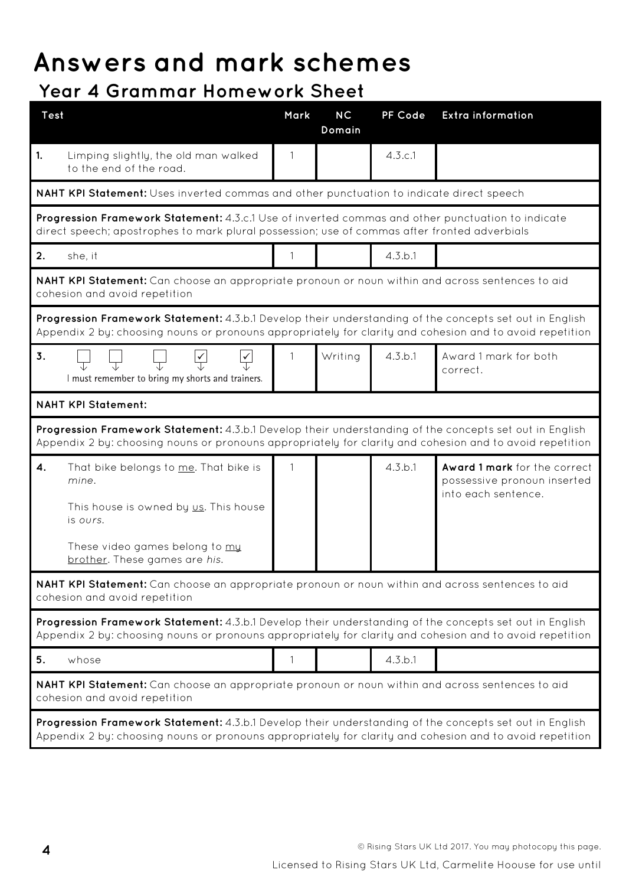# Answers and mark schemes

## Year 4 Grammar Homework Sheet

| Test | | Mark | NC Domain | PF Code | Extra information |
|---|---|---|---|---|---|
| **1.** | Limping slightly, the old man walked to the end of the road. | 1 | | 4.3.c.1 | |
| **NAHT KPI Statement:** Uses inverted commas and other punctuation to indicate direct speech | | | | | |
| **Progression Framework Statement:** 4.3.c.1 Use of inverted commas and other punctuation to indicate direct speech; apostrophes to mark plural possession; use of commas after fronted adverbials | | | | | |
| **2.** | she, it | 1 | | 4.3.b.1 | |
| **NAHT KPI Statement:** Can choose an appropriate pronoun or noun within and across sentences to aid cohesion and avoid repetition | | | | | |
| **Progression Framework Statement:** 4.3.b.1 Develop their understanding of the concepts set out in English Appendix 2 by: choosing nouns or pronouns appropriately for clarity and cohesion and to avoid repetition | | | | | |
| **3.** | ☐ ☐ ☐ ☑ ☑ I must remember to bring my shorts and trainers. | 1 | Writing | 4.3.b.1 | Award 1 mark for both correct. |
| **NAHT KPI Statement:** | | | | | |
| **Progression Framework Statement:** 4.3.b.1 Develop their understanding of the concepts set out in English Appendix 2 by: choosing nouns or pronouns appropriately for clarity and cohesion and to avoid repetition | | | | | |
| **4.** | That bike belongs to <u>me</u>. That bike is *mine*. This house is owned by <u>us</u>. This house is *ours*. These video games belong to <u>my brother</u>. These games are *his*. | 1 | | 4.3.b.1 | **Award 1 mark** for the correct possessive pronoun inserted into each sentence. |
| **NAHT KPI Statement:** Can choose an appropriate pronoun or noun within and across sentences to aid cohesion and avoid repetition | | | | | |
| **Progression Framework Statement:** 4.3.b.1 Develop their understanding of the concepts set out in English Appendix 2 by: choosing nouns or pronouns appropriately for clarity and cohesion and to avoid repetition | | | | | |
| **5.** | whose | 1 | | 4.3.b.1 | |
| **NAHT KPI Statement:** Can choose an appropriate pronoun or noun within and across sentences to aid cohesion and avoid repetition | | | | | |
| **Progression Framework Statement:** 4.3.b.1 Develop their understanding of the concepts set out in English Appendix 2 by: choosing nouns or pronouns appropriately for clarity and cohesion and to avoid repetition | | | | | |

© Rising Stars UK Ltd 2017. You may photocopy this page.

Licensed to Rising Stars UK Ltd, Carmelite Hoouse for use until